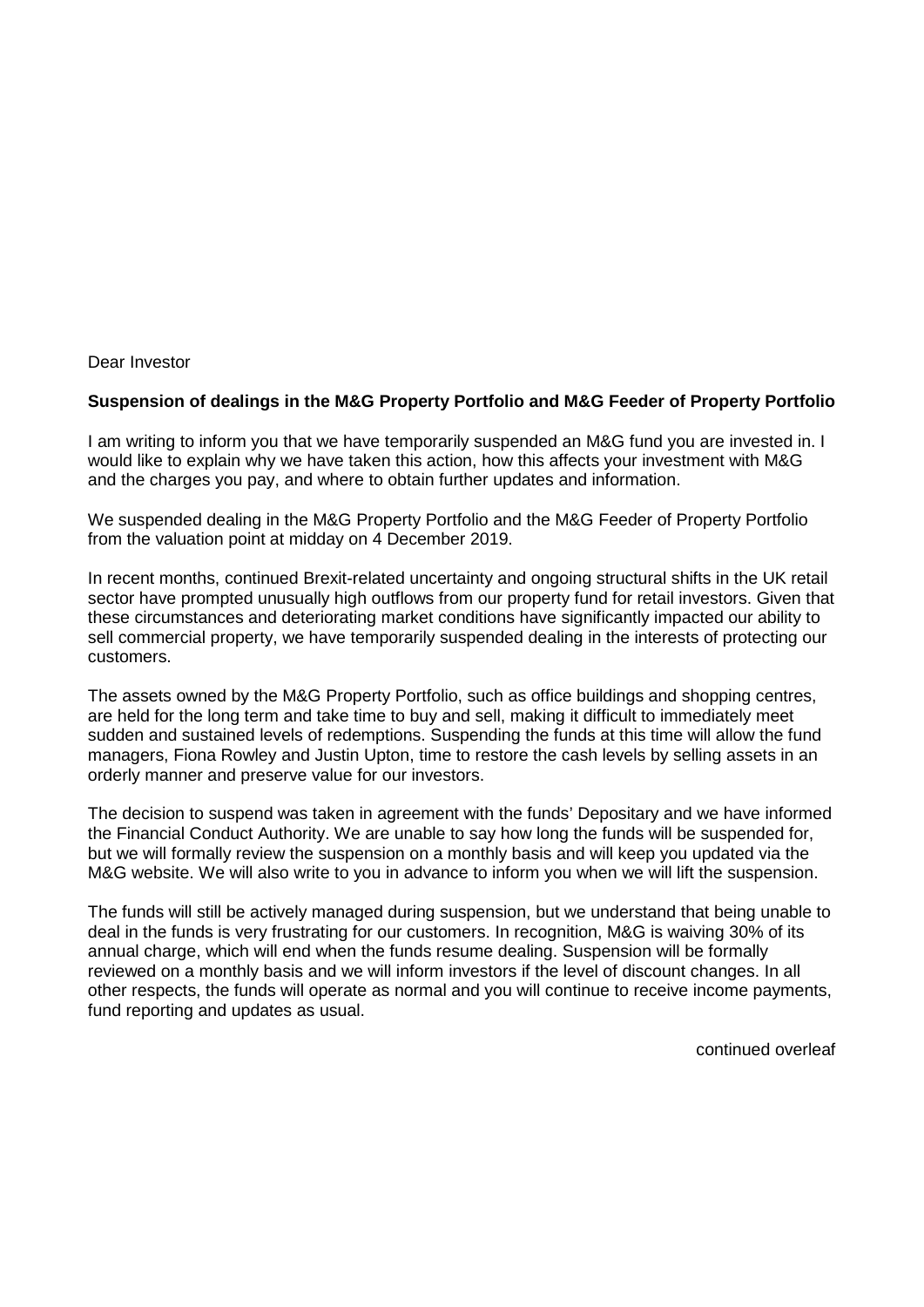Dear Investor

**Suspension of dealings in the M&G Property Portfolio and M&G Feeder of Property Portfolio**

I am writing to inform you that we have temporarily suspended an M&G fund you are invested in. I would like to explain why we have taken this action, how this affects your investment with M&G and the charges you pay, and where to obtain further updates and information.

We suspended dealing in the M&G Property Portfolio and the M&G Feeder of Property Portfolio from the valuation point at midday on 4 December 2019.

In recent months, continued Brexit-related uncertainty and ongoing structural shifts in the UK retail sector have prompted unusually high outflows from our property fund for retail investors. Given that these circumstances and deteriorating market conditions have significantly impacted our ability to sell commercial property, we have temporarily suspended dealing in the interests of protecting our customers.

The assets owned by the M&G Property Portfolio, such as office buildings and shopping centres, are held for the long term and take time to buy and sell, making it difficult to immediately meet sudden and sustained levels of redemptions. Suspending the funds at this time will allow the fund managers, Fiona Rowley and Justin Upton, time to restore the cash levels by selling assets in an orderly manner and preserve value for our investors.

The decision to suspend was taken in agreement with the funds' Depositary and we have informed the Financial Conduct Authority. We are unable to say how long the funds will be suspended for, but we will formally review the suspension on a monthly basis and will keep you updated via the M&G website. We will also write to you in advance to inform you when we will lift the suspension.

The funds will still be actively managed during suspension, but we understand that being unable to deal in the funds is very frustrating for our customers. In recognition, M&G is waiving 30% of its annual charge, which will end when the funds resume dealing. Suspension will be formally reviewed on a monthly basis and we will inform investors if the level of discount changes. In all other respects, the funds will operate as normal and you will continue to receive income payments, fund reporting and updates as usual.

continued overleaf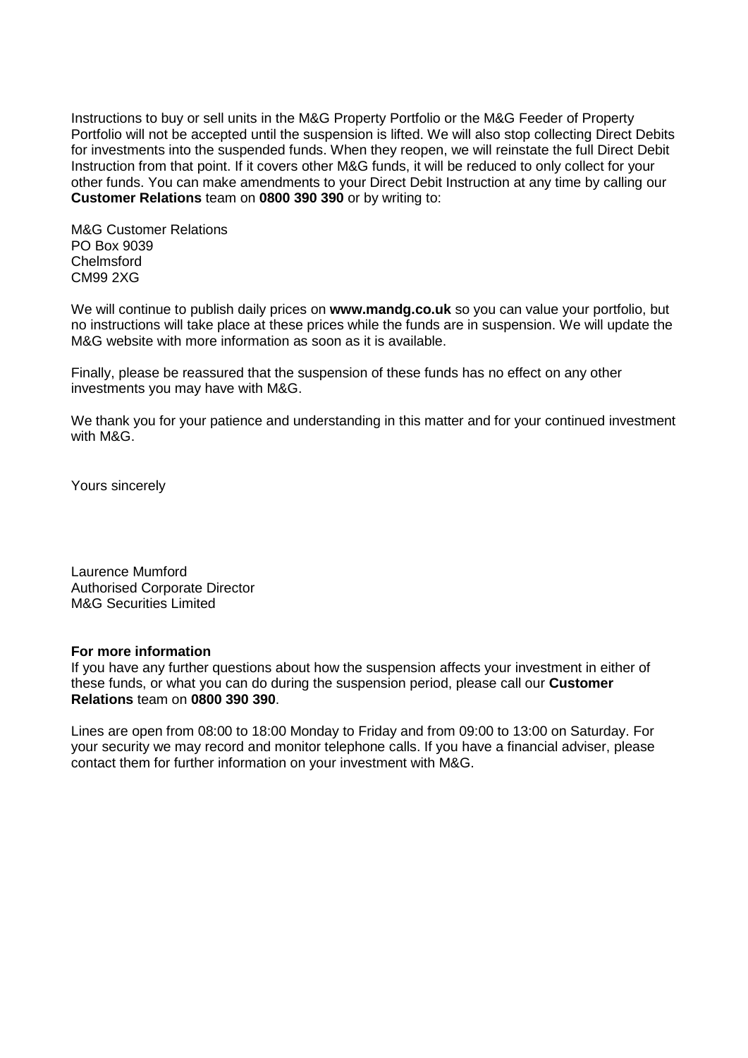Instructions to buy or sell units in the M&G Property Portfolio or the M&G Feeder of Property Portfolio will not be accepted until the suspension is lifted. We will also stop collecting Direct Debits for investments into the suspended funds. When they reopen, we will reinstate the full Direct Debit Instruction from that point. If it covers other M&G funds, it will be reduced to only collect for your other funds. You can make amendments to your Direct Debit Instruction at any time by calling our **Customer Relations** team on **0800 390 390** or by writing to:

M&G Customer Relations
PO Box 9039
Chelmsford
CM99 2XG

We will continue to publish daily prices on **www.mandg.co.uk** so you can value your portfolio, but no instructions will take place at these prices while the funds are in suspension. We will update the M&G website with more information as soon as it is available.

Finally, please be reassured that the suspension of these funds has no effect on any other investments you may have with M&G.

We thank you for your patience and understanding in this matter and for your continued investment with M&G.

Yours sincerely

Laurence Mumford
Authorised Corporate Director
M&G Securities Limited

**For more information**
If you have any further questions about how the suspension affects your investment in either of these funds, or what you can do during the suspension period, please call our **Customer Relations** team on **0800 390 390**.

Lines are open from 08:00 to 18:00 Monday to Friday and from 09:00 to 13:00 on Saturday. For your security we may record and monitor telephone calls. If you have a financial adviser, please contact them for further information on your investment with M&G.